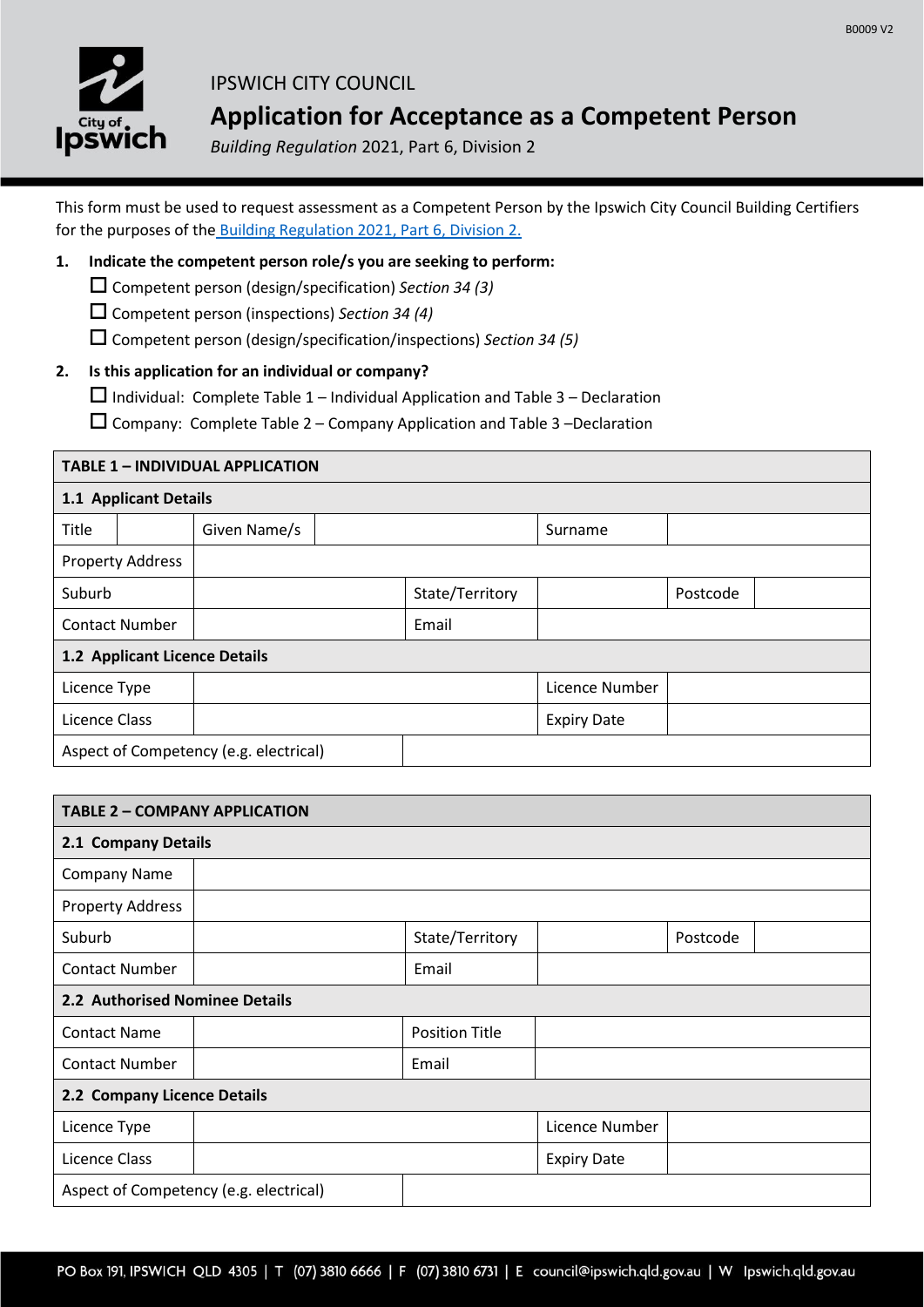IPSWICH CITY COUNCIL

# Application for Acceptance as a Competent Person

*Building Regulation* 2021, Part 6, Division 2

This form must be used to request assessment as a Competent Person by the Ipswich City Council Building Certifiers for the purposes of the [Building Regulation 2021, Part 6, Division 2.](#)

**1. Indicate the competent person role/s you are seeking to perform:**

☐ Competent person (design/specification) *Section 34 (3)*

☐ Competent person (inspections) *Section 34 (4)*

☐ Competent person (design/specification/inspections) *Section 34 (5)*

**2. Is this application for an individual or company?**

☐ Individual: Complete Table 1 – Individual Application and Table 3 – Declaration

☐ Company: Complete Table 2 – Company Application and Table 3 –Declaration

| **TABLE 1 – INDIVIDUAL APPLICATION** | | | | | | | |
|---|---|---|---|---|---|---|---|
| **1.1 Applicant Details** | | | | | | | |
| Title | | Given Name/s | | | Surname | | |
| Property Address | | | | | | | |
| Suburb | | | State/Territory | | Postcode | | |
| Contact Number | | | Email | | | | |
| **1.2 Applicant Licence Details** | | | | | | | |
| Licence Type | | | | | Licence Number | | |
| Licence Class | | | | | Expiry Date | | |
| Aspect of Competency (e.g. electrical) | | | | | | | |

| **TABLE 2 – COMPANY APPLICATION** | | | | | |
|---|---|---|---|---|---|
| **2.1 Company Details** | | | | | |
| Company Name | | | | | |
| Property Address | | | | | |
| Suburb | | State/Territory | | Postcode | |
| Contact Number | | Email | | | |
| **2.2 Authorised Nominee Details** | | | | | |
| Contact Name | | Position Title | | | |
| Contact Number | | Email | | | |
| **2.2 Company Licence Details** | | | | | |
| Licence Type | | | Licence Number | | |
| Licence Class | | | Expiry Date | | |
| Aspect of Competency (e.g. electrical) | | | | | |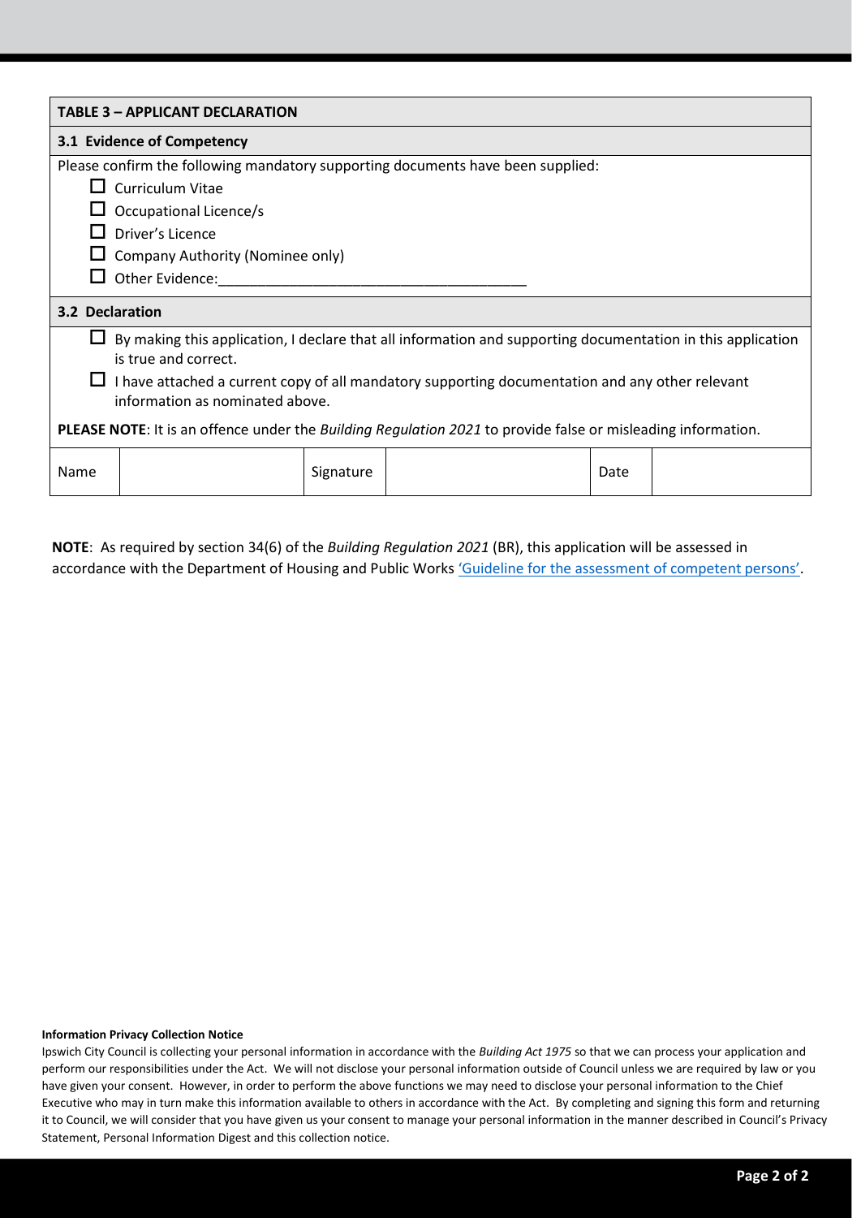## TABLE 3 – APPLICANT DECLARATION

### 3.1 Evidence of Competency

Please confirm the following mandatory supporting documents have been supplied:

- ☐ Curriculum Vitae
- ☐ Occupational Licence/s
- ☐ Driver's Licence
- ☐ Company Authority (Nominee only)
- ☐ Other Evidence:\_\_\_\_\_\_\_\_\_\_\_\_\_\_\_\_\_\_\_\_\_\_\_\_\_\_\_\_\_\_\_\_\_\_\_\_\_\_

### 3.2 Declaration

- ☐ By making this application, I declare that all information and supporting documentation in this application is true and correct.
- ☐ I have attached a current copy of all mandatory supporting documentation and any other relevant information as nominated above.

**PLEASE NOTE**: It is an offence under the *Building Regulation 2021* to provide false or misleading information.

| | | | | | |
|---|---|---|---|---|---|
| Name | | Signature | | Date | |

**NOTE**: As required by section 34(6) of the *Building Regulation 2021* (BR), this application will be assessed in accordance with the Department of Housing and Public Works 'Guideline for the assessment of competent persons'.

**Information Privacy Collection Notice**

Ipswich City Council is collecting your personal information in accordance with the *Building Act 1975* so that we can process your application and perform our responsibilities under the Act. We will not disclose your personal information outside of Council unless we are required by law or you have given your consent. However, in order to perform the above functions we may need to disclose your personal information to the Chief Executive who may in turn make this information available to others in accordance with the Act. By completing and signing this form and returning it to Council, we will consider that you have given us your consent to manage your personal information in the manner described in Council's Privacy Statement, Personal Information Digest and this collection notice.